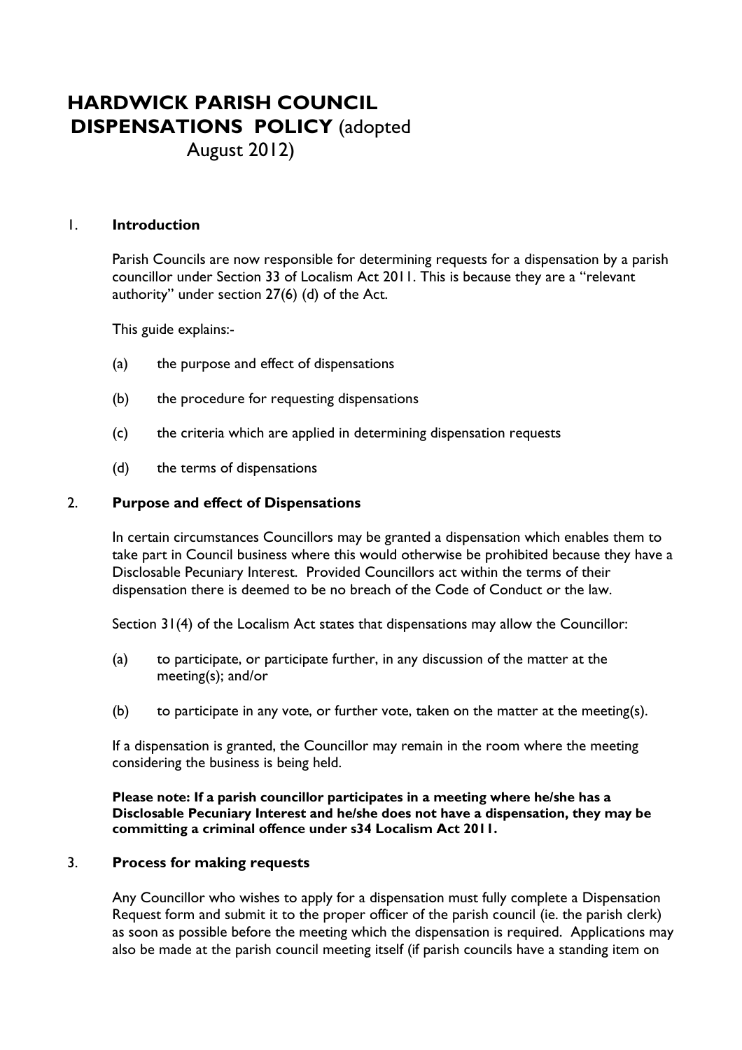# HARDWICK PARISH COUNCIL
# DISPENSATIONS POLICY (adopted August 2012)

## 1. Introduction

Parish Councils are now responsible for determining requests for a dispensation by a parish councillor under Section 33 of Localism Act 2011. This is because they are a "relevant authority" under section 27(6) (d) of the Act.

This guide explains:-

(a) the purpose and effect of dispensations

(b) the procedure for requesting dispensations

(c) the criteria which are applied in determining dispensation requests

(d) the terms of dispensations

## 2. Purpose and effect of Dispensations

In certain circumstances Councillors may be granted a dispensation which enables them to take part in Council business where this would otherwise be prohibited because they have a Disclosable Pecuniary Interest. Provided Councillors act within the terms of their dispensation there is deemed to be no breach of the Code of Conduct or the law.

Section 31(4) of the Localism Act states that dispensations may allow the Councillor:

(a) to participate, or participate further, in any discussion of the matter at the meeting(s); and/or

(b) to participate in any vote, or further vote, taken on the matter at the meeting(s).

If a dispensation is granted, the Councillor may remain in the room where the meeting considering the business is being held.

**Please note: If a parish councillor participates in a meeting where he/she has a Disclosable Pecuniary Interest and he/she does not have a dispensation, they may be committing a criminal offence under s34 Localism Act 2011.**

## 3. Process for making requests

Any Councillor who wishes to apply for a dispensation must fully complete a Dispensation Request form and submit it to the proper officer of the parish council (ie. the parish clerk) as soon as possible before the meeting which the dispensation is required. Applications may also be made at the parish council meeting itself (if parish councils have a standing item on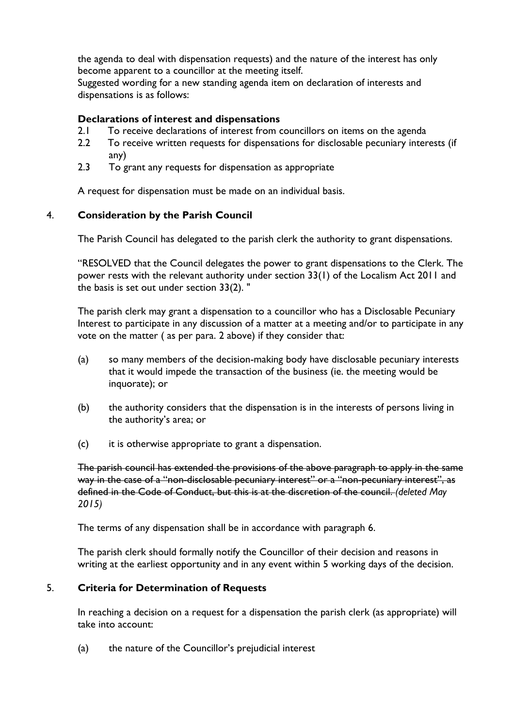the agenda to deal with dispensation requests) and the nature of the interest has only become apparent to a councillor at the meeting itself.
Suggested wording for a new standing agenda item on declaration of interests and dispensations is as follows:

**Declarations of interest and dispensations**

2.1 To receive declarations of interest from councillors on items on the agenda
2.2 To receive written requests for dispensations for disclosable pecuniary interests (if any)
2.3 To grant any requests for dispensation as appropriate

A request for dispensation must be made on an individual basis.

## 4. Consideration by the Parish Council

The Parish Council has delegated to the parish clerk the authority to grant dispensations.

"RESOLVED that the Council delegates the power to grant dispensations to the Clerk. The power rests with the relevant authority under section 33(1) of the Localism Act 2011 and the basis is set out under section 33(2). "

The parish clerk may grant a dispensation to a councillor who has a Disclosable Pecuniary Interest to participate in any discussion of a matter at a meeting and/or to participate in any vote on the matter ( as per para. 2 above) if they consider that:

(a) so many members of the decision-making body have disclosable pecuniary interests that it would impede the transaction of the business (ie. the meeting would be inquorate); or

(b) the authority considers that the dispensation is in the interests of persons living in the authority's area; or

(c) it is otherwise appropriate to grant a dispensation.

~~The parish council has extended the provisions of the above paragraph to apply in the same way in the case of a "non-disclosable pecuniary interest" or a "non-pecuniary interest", as defined in the Code of Conduct, but this is at the discretion of the council.~~ *(deleted May 2015)*

The terms of any dispensation shall be in accordance with paragraph 6.

The parish clerk should formally notify the Councillor of their decision and reasons in writing at the earliest opportunity and in any event within 5 working days of the decision.

## 5. Criteria for Determination of Requests

In reaching a decision on a request for a dispensation the parish clerk (as appropriate) will take into account:

(a) the nature of the Councillor's prejudicial interest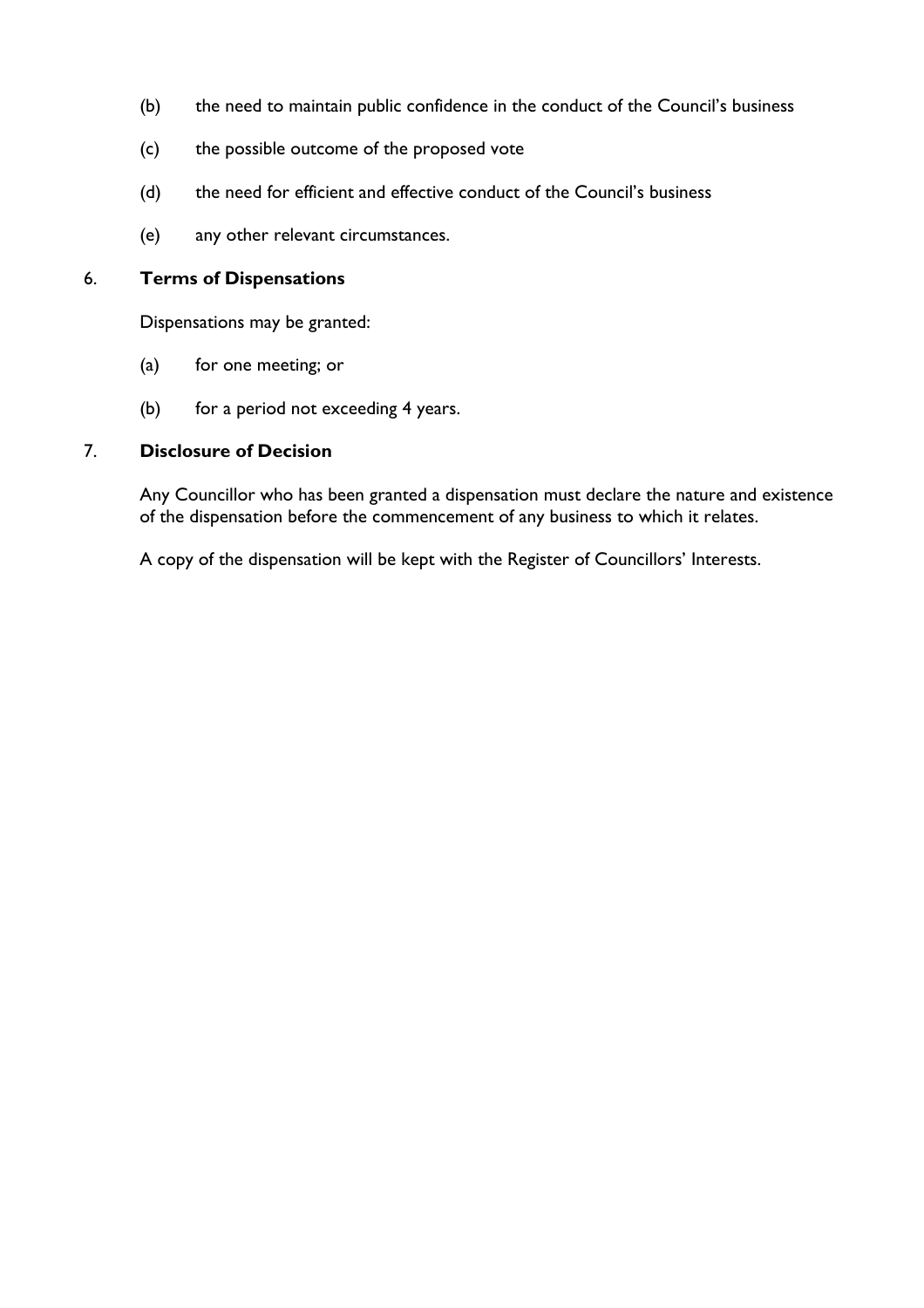(b) the need to maintain public confidence in the conduct of the Council's business

(c) the possible outcome of the proposed vote

(d) the need for efficient and effective conduct of the Council's business

(e) any other relevant circumstances.

## 6. Terms of Dispensations

Dispensations may be granted:

(a) for one meeting; or

(b) for a period not exceeding 4 years.

## 7. Disclosure of Decision

Any Councillor who has been granted a dispensation must declare the nature and existence of the dispensation before the commencement of any business to which it relates.

A copy of the dispensation will be kept with the Register of Councillors' Interests.